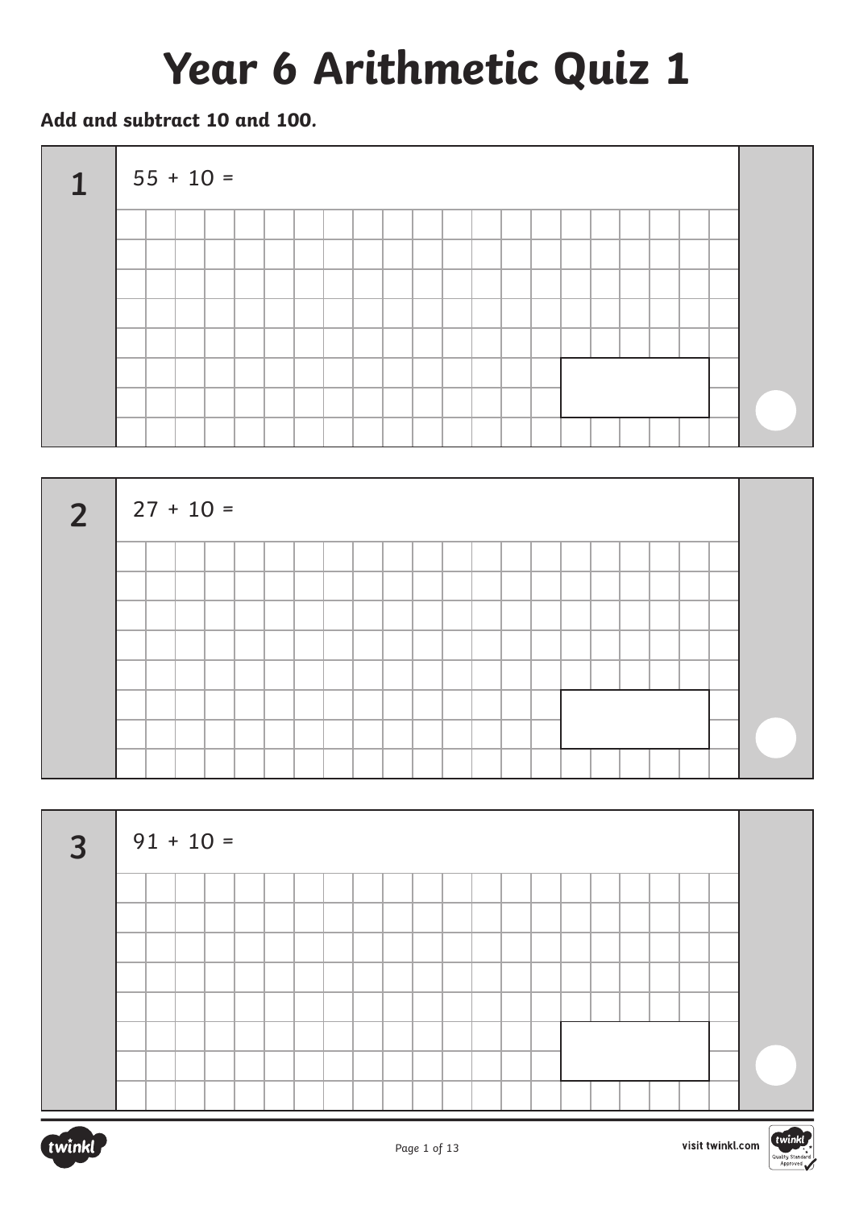# Year 6 Arithmetic Quiz 1

**Add and subtract 10 and 100.**

**1** $55 + 10 =$

**2** $27 + 10 =$

**3** $91 + 10 =$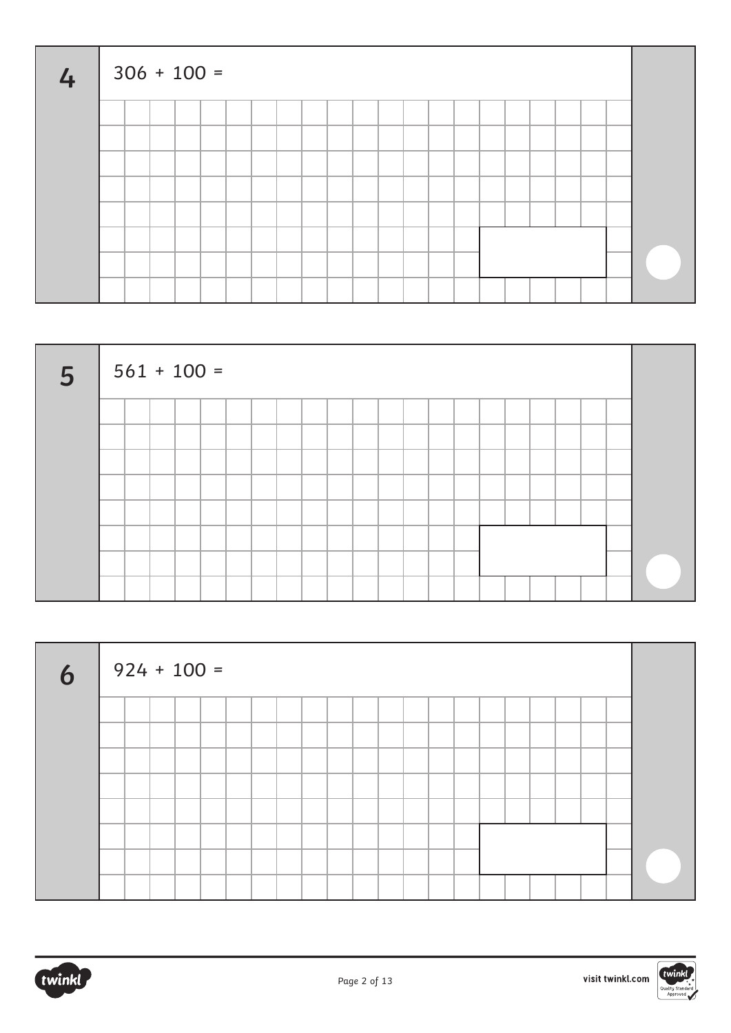**4**

306 + 100 =

**5**

561 + 100 =

**6**

924 + 100 =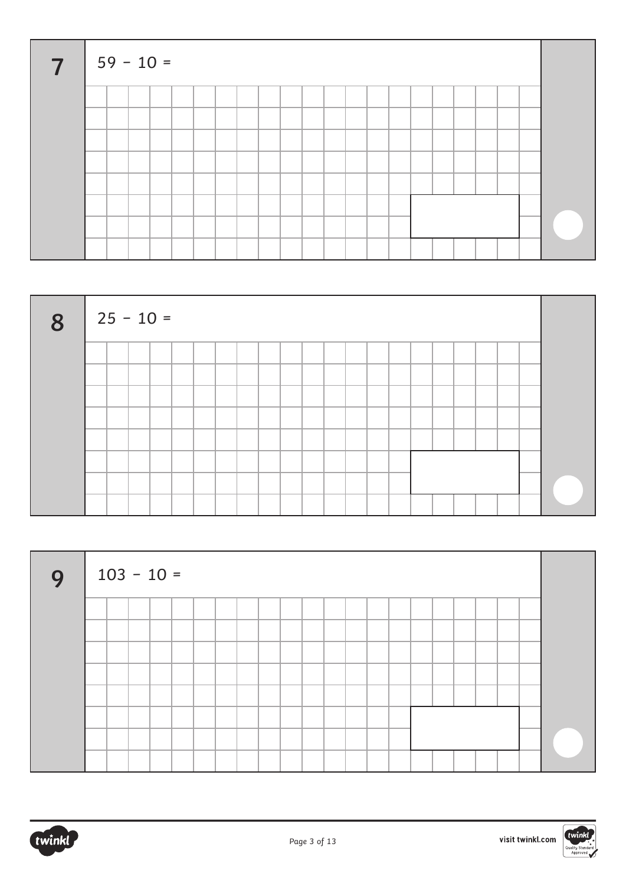**7** $59 - 10 =$

**8** $25 - 10 =$

**9** $103 - 10 =$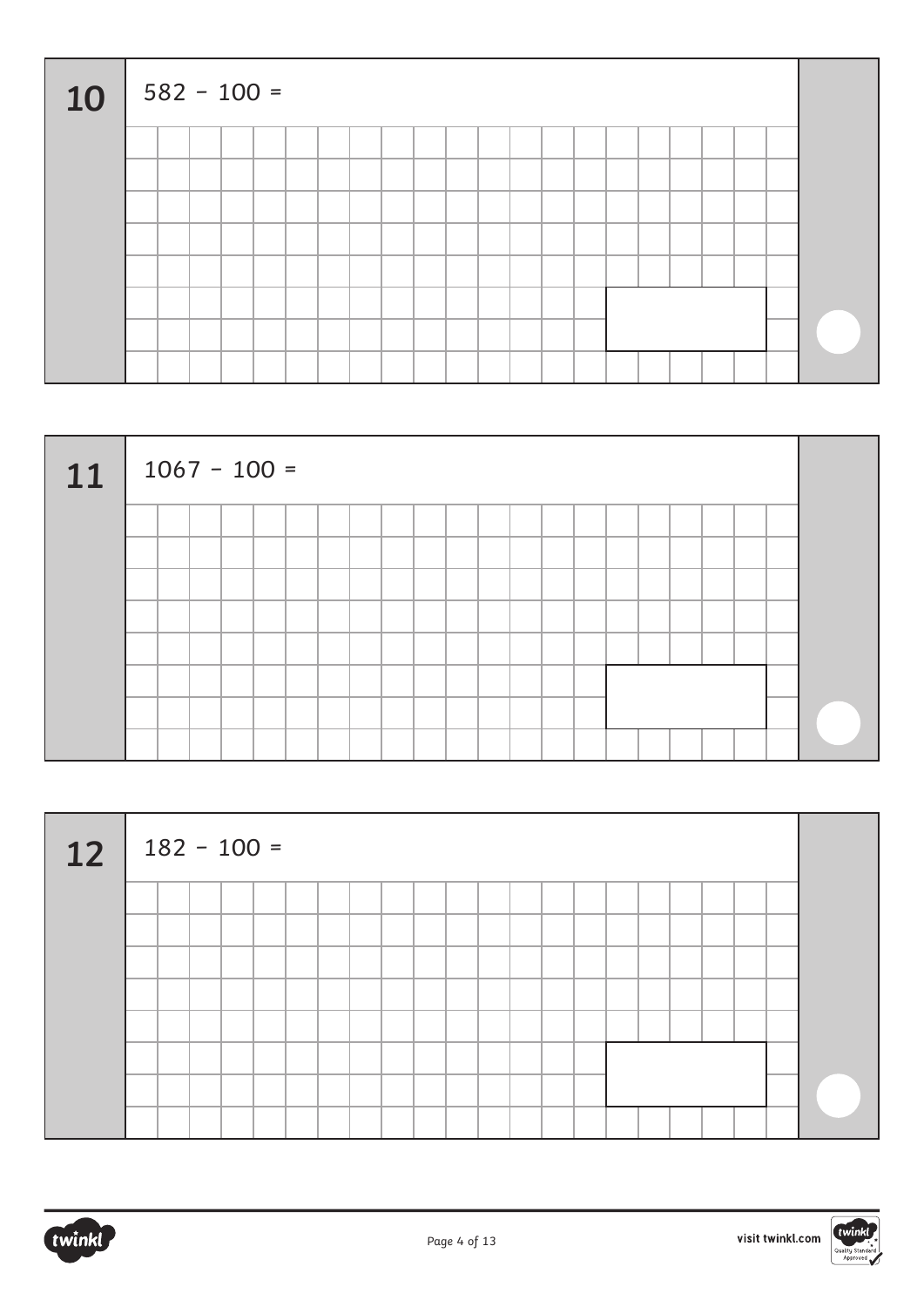**10** $582 - 100 =$

**11** $1067 - 100 =$

**12** $182 - 100 =$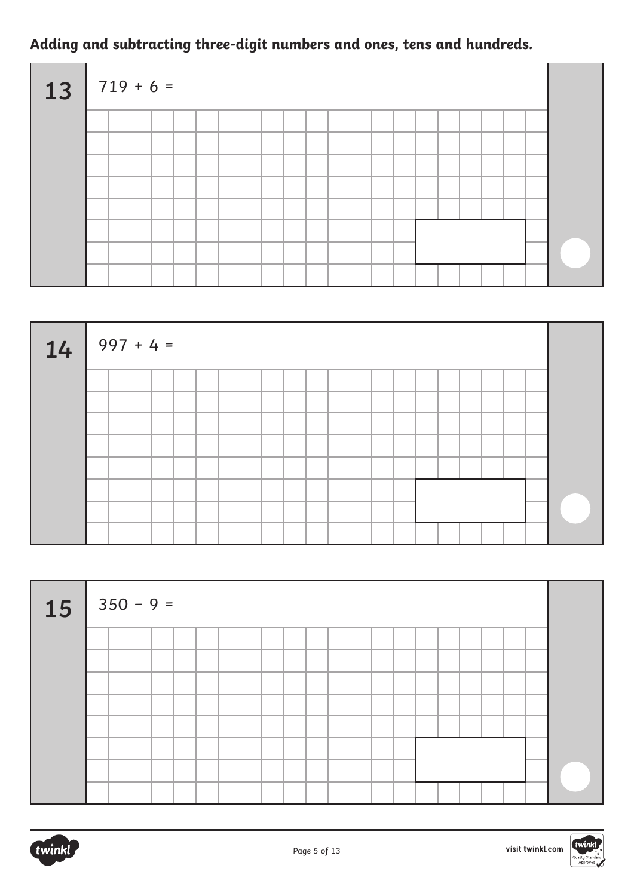**Adding and subtracting three-digit numbers and ones, tens and hundreds.**

**13** $719 + 6 =$

**14** $997 + 4 =$

**15** $350 - 9 =$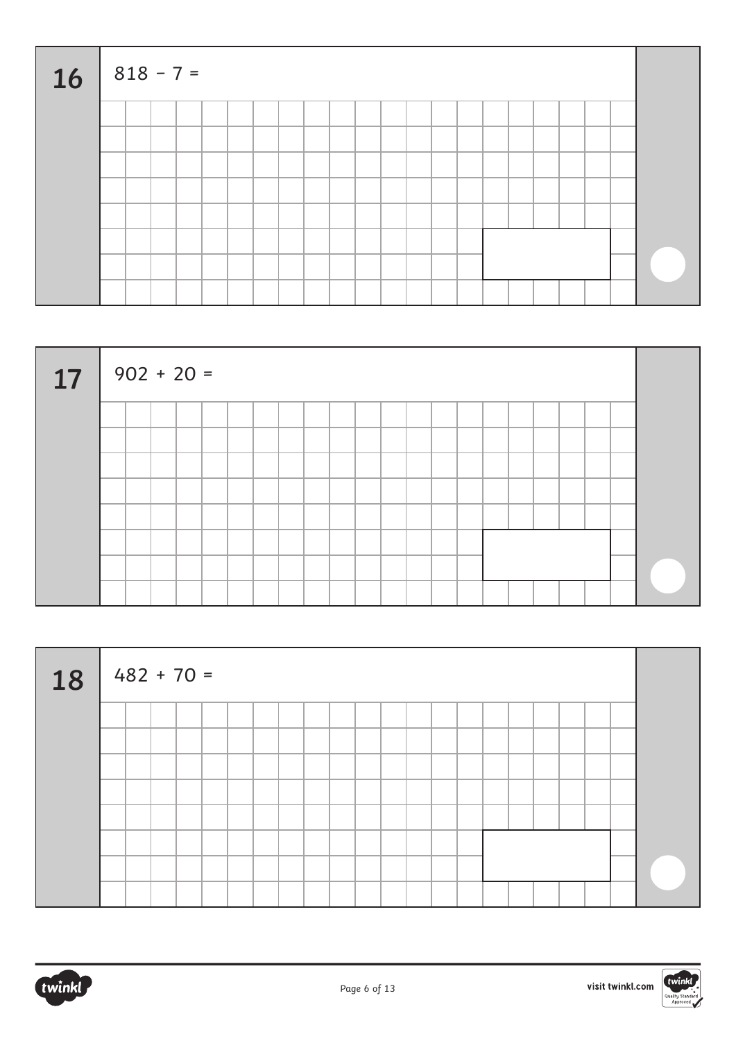**16**

$818 - 7 =$

**17**

$902 + 20 =$

**18**

$482 + 70 =$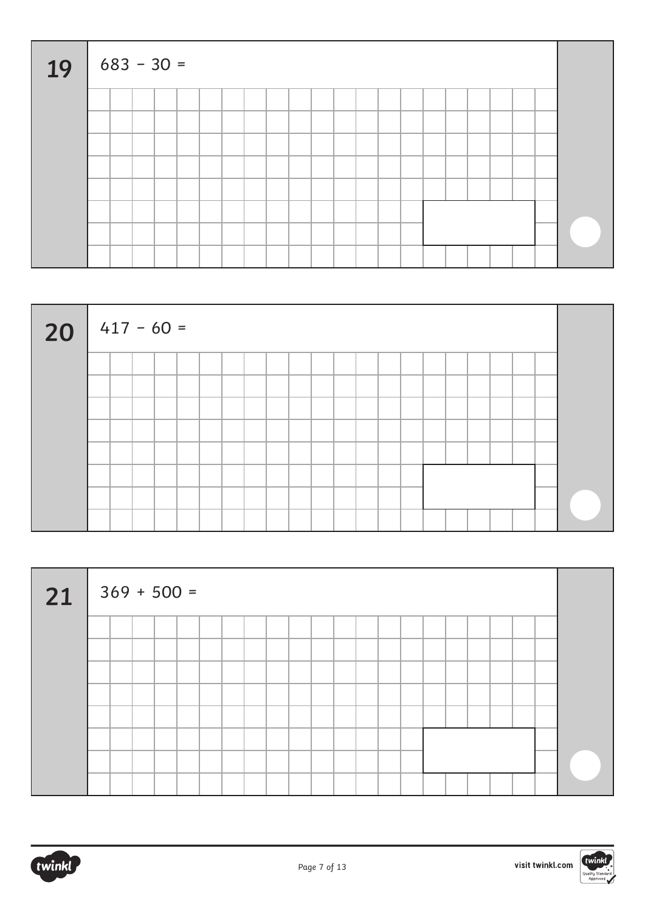**19** $683 - 30 =$

**20** $417 - 60 =$

**21** $369 + 500 =$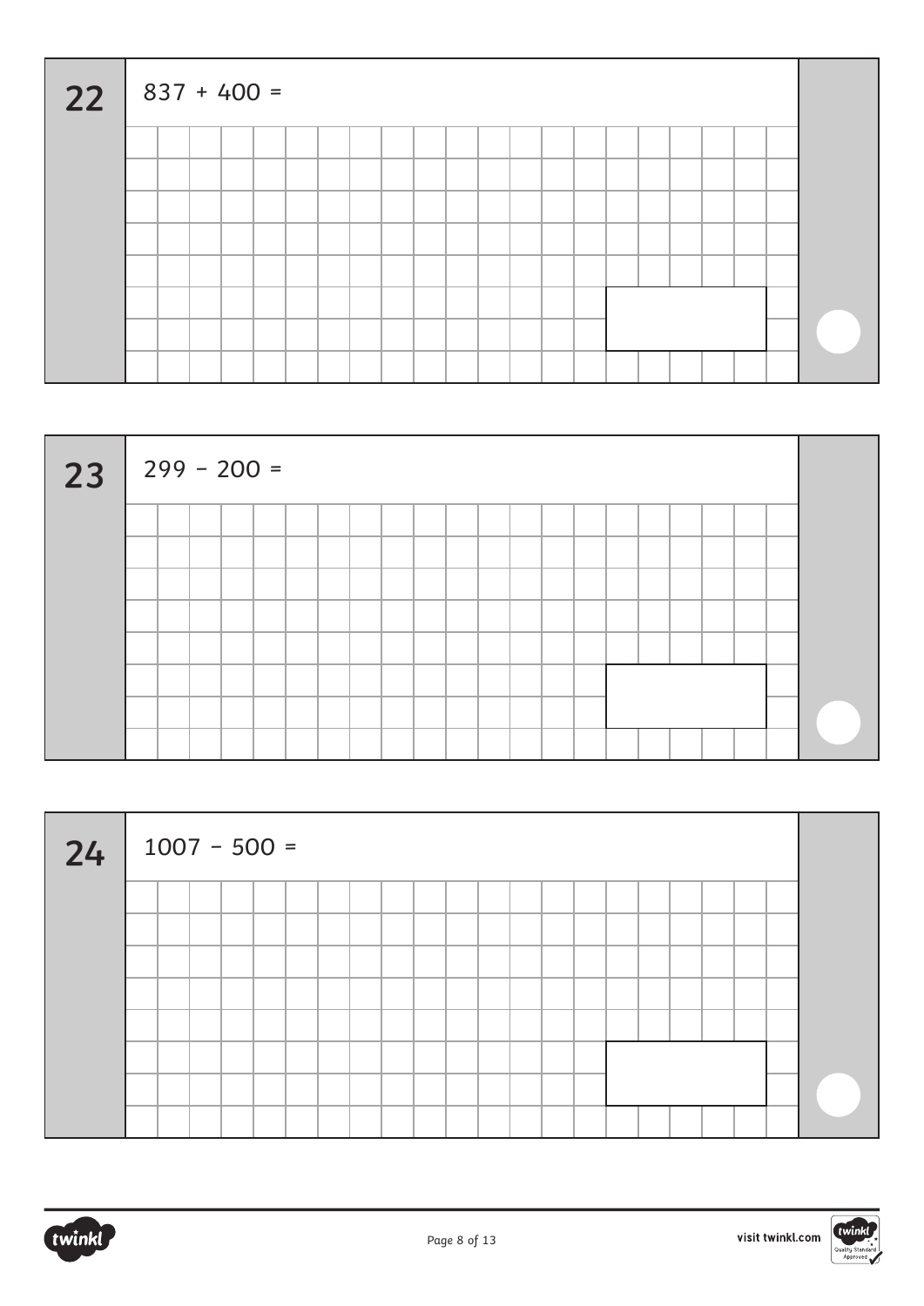**22** $837 + 400 =$

**23** $299 - 200 =$

**24** $1007 - 500 =$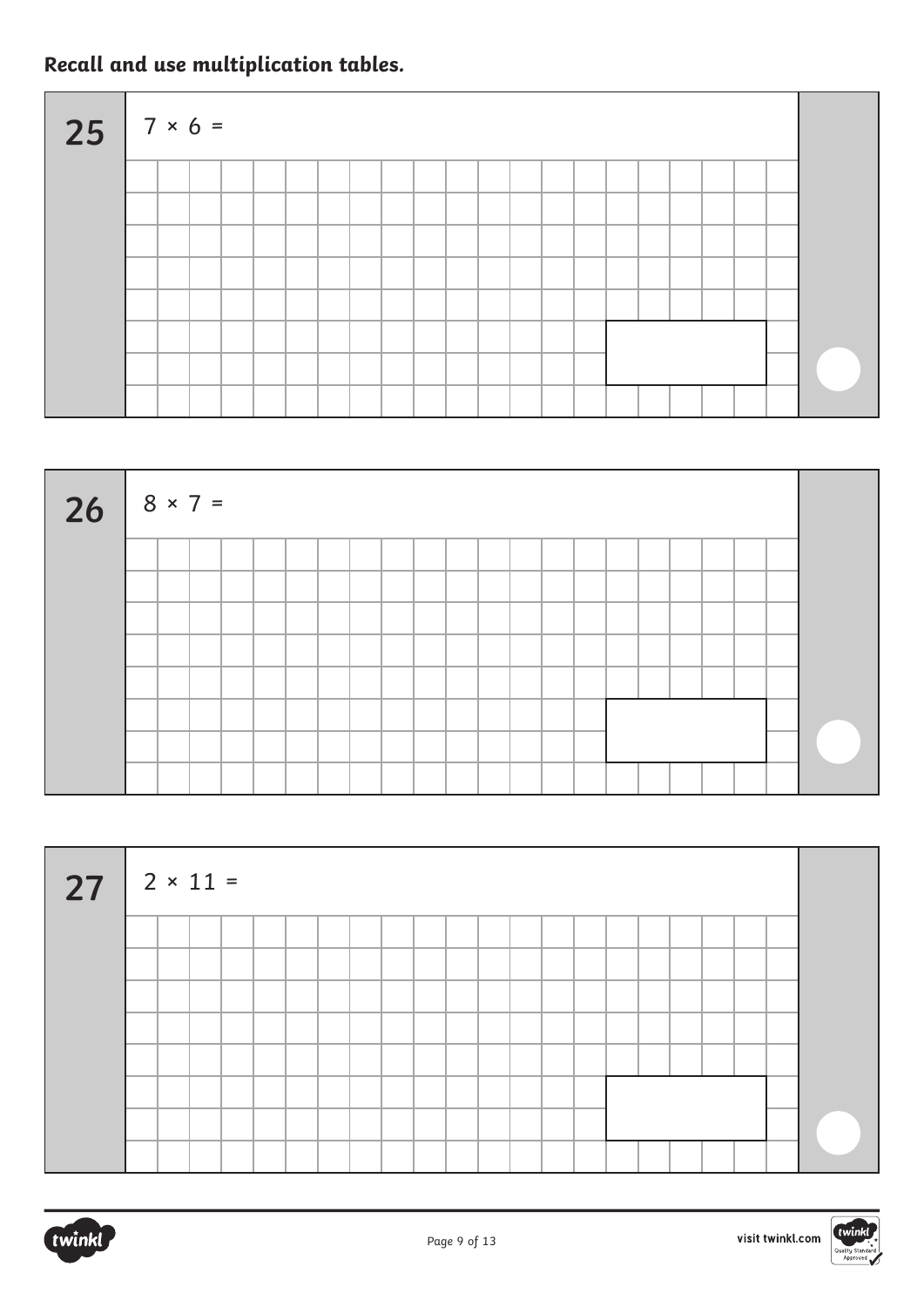**Recall and use multiplication tables.**

**25** $7 \times 6 =$

**26** $8 \times 7 =$

**27** $2 \times 11 =$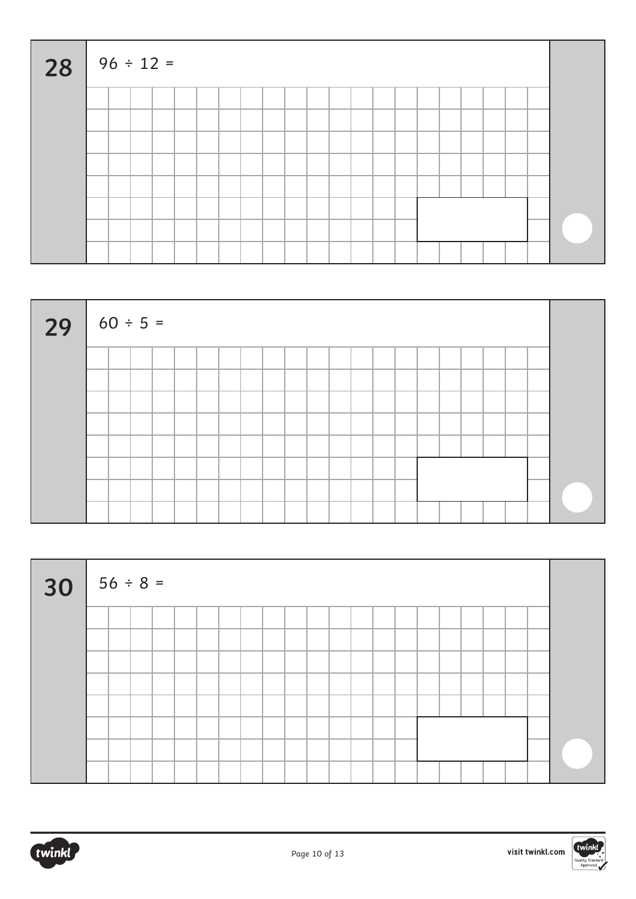**28** $96 \div 12 =$

**29** $60 \div 5 =$

**30** $56 \div 8 =$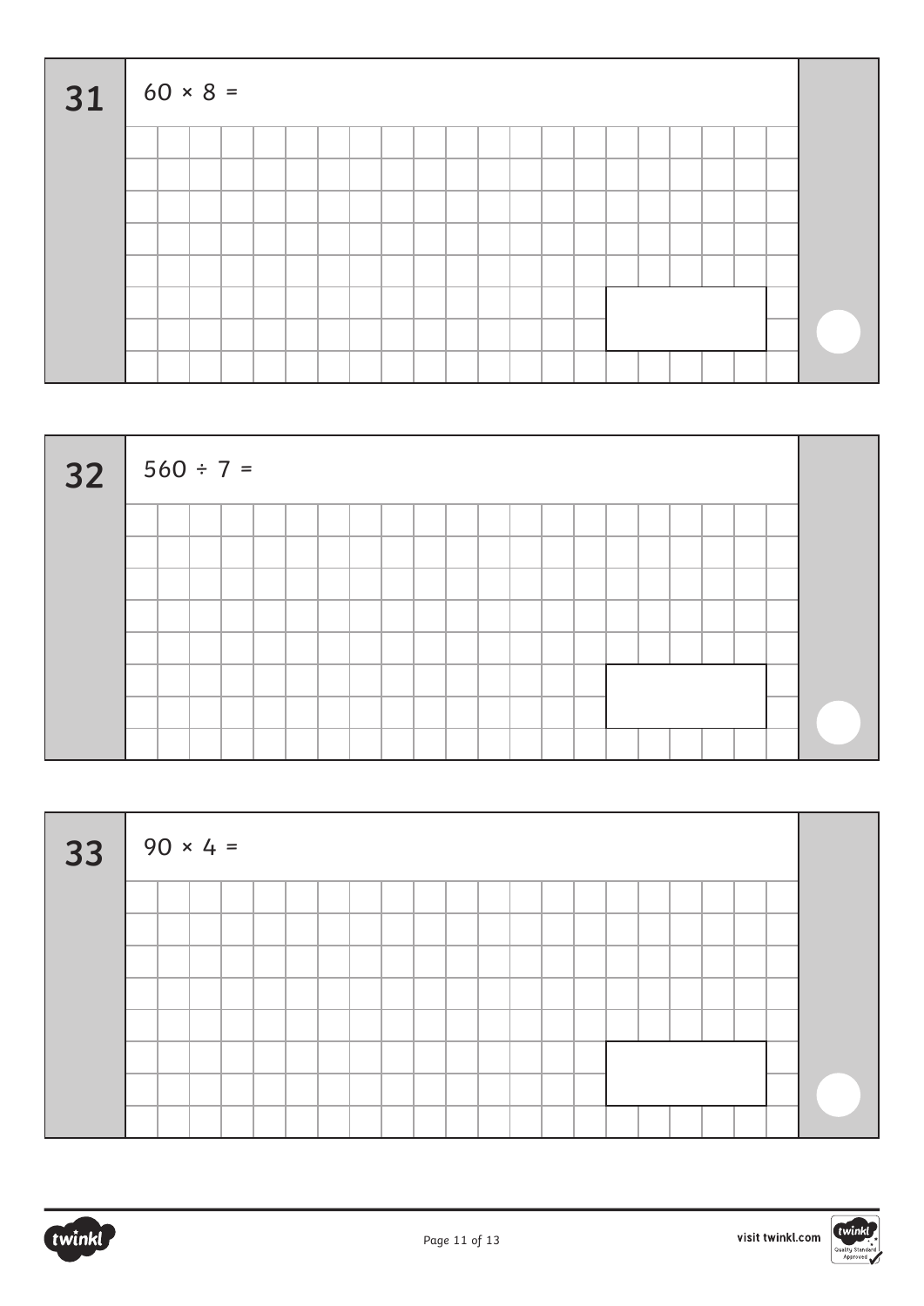**31** $60 \times 8 =$

**32** $560 \div 7 =$

**33** $90 \times 4 =$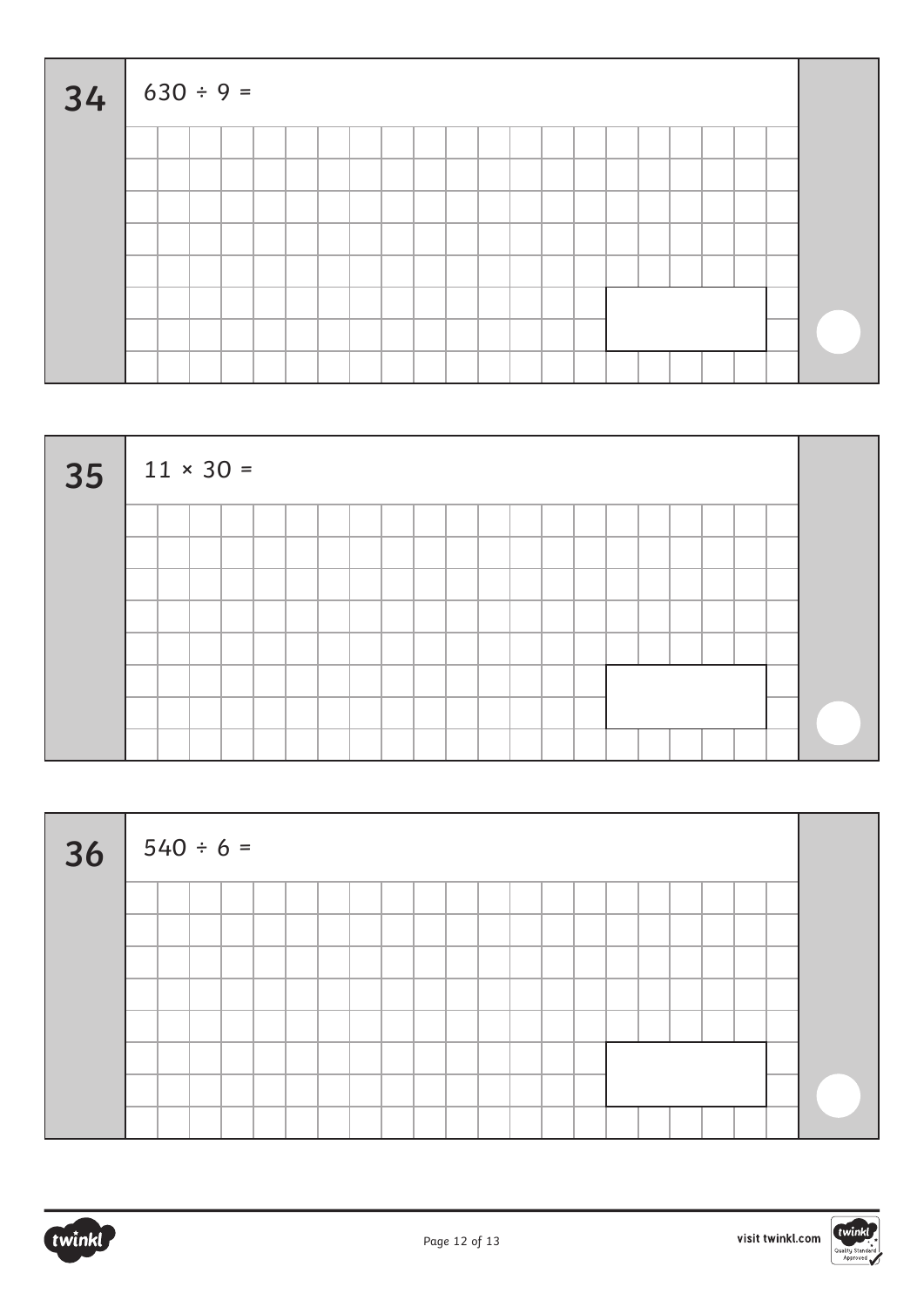**34** $630 \div 9 =$

**35** $11 \times 30 =$

**36** $540 \div 6 =$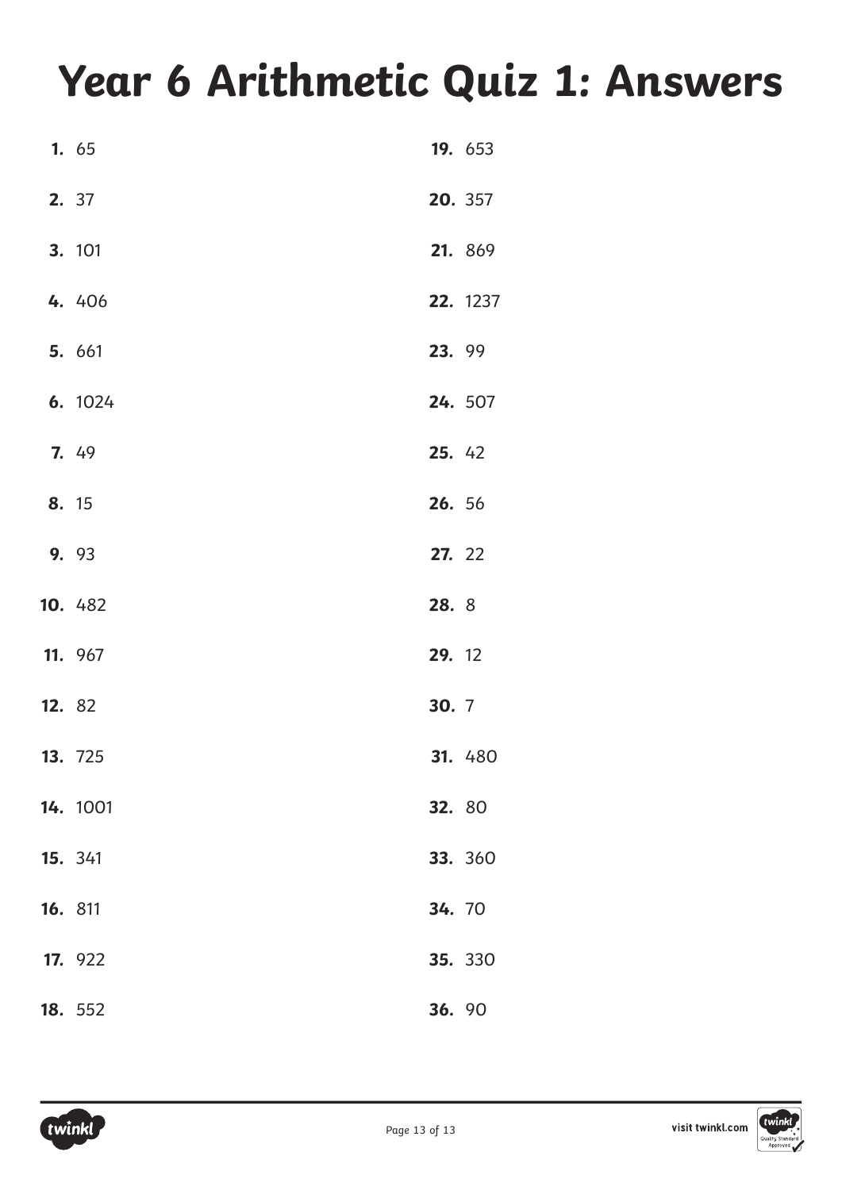# Year 6 Arithmetic Quiz 1: Answers

1. 65
2. 37
3. 101
4. 406
5. 661
6. 1024
7. 49
8. 15
9. 93
10. 482
11. 967
12. 82
13. 725
14. 1001
15. 341
16. 811
17. 922
18. 552
19. 653
20. 357
21. 869
22. 1237
23. 99
24. 507
25. 42
26. 56
27. 22
28. 8
29. 12
30. 7
31. 480
32. 80
33. 360
34. 70
35. 330
36. 90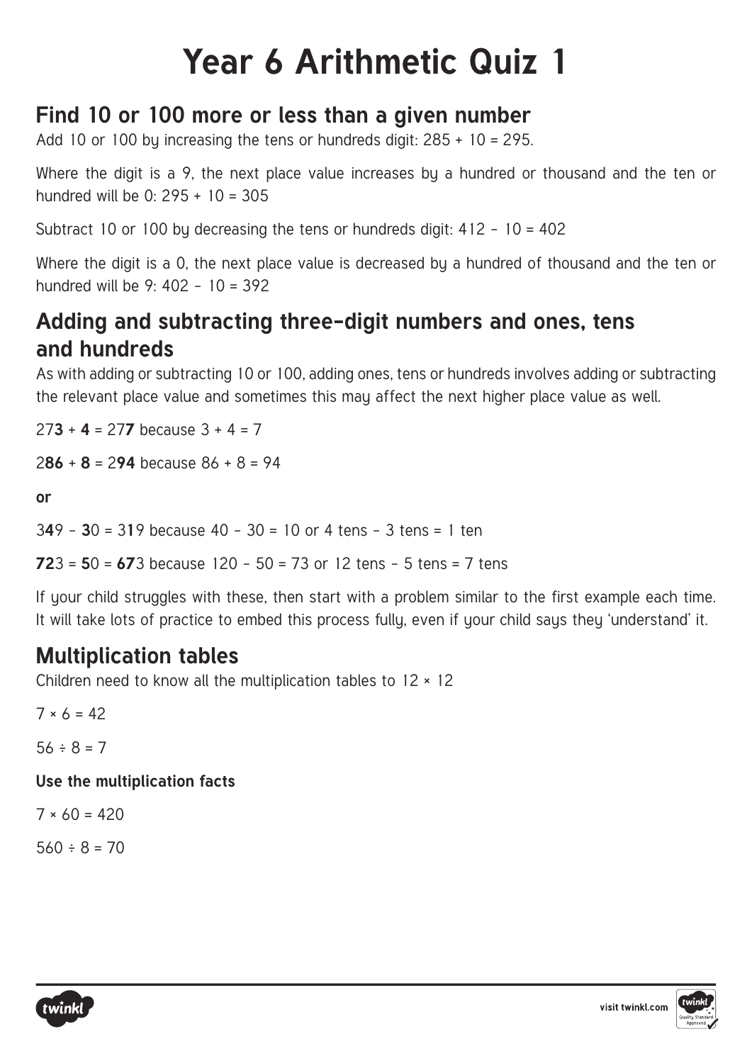# Year 6 Arithmetic Quiz 1

## Find 10 or 100 more or less than a given number

Add 10 or 100 by increasing the tens or hundreds digit: 285 + 10 = 295.

Where the digit is a 9, the next place value increases by a hundred or thousand and the ten or hundred will be 0: 295 + 10 = 305

Subtract 10 or 100 by decreasing the tens or hundreds digit: 412 – 10 = 402

Where the digit is a 0, the next place value is decreased by a hundred of thousand and the ten or hundred will be 9: 402 – 10 = 392

## Adding and subtracting three-digit numbers and ones, tens and hundreds

As with adding or subtracting 10 or 100, adding ones, tens or hundreds involves adding or subtracting the relevant place value and sometimes this may affect the next higher place value as well.

27**3** + **4** = 27**7** because 3 + 4 = 7

2**86** + **8** = 2**94** because 86 + 8 = 94

**or**

3**4**9 – **3**0 = 3**1**9 because 40 – 30 = 10 or 4 tens – 3 tens = 1 ten

**72**3 = **5**0 = **67**3 because 120 – 50 = 73 or 12 tens – 5 tens = 7 tens

If your child struggles with these, then start with a problem similar to the first example each time. It will take lots of practice to embed this process fully, even if your child says they 'understand' it.

## Multiplication tables

Children need to know all the multiplication tables to 12 × 12

7 × 6 = 42

56 ÷ 8 = 7

**Use the multiplication facts**

7 × 60 = 420

560 ÷ 8 = 70